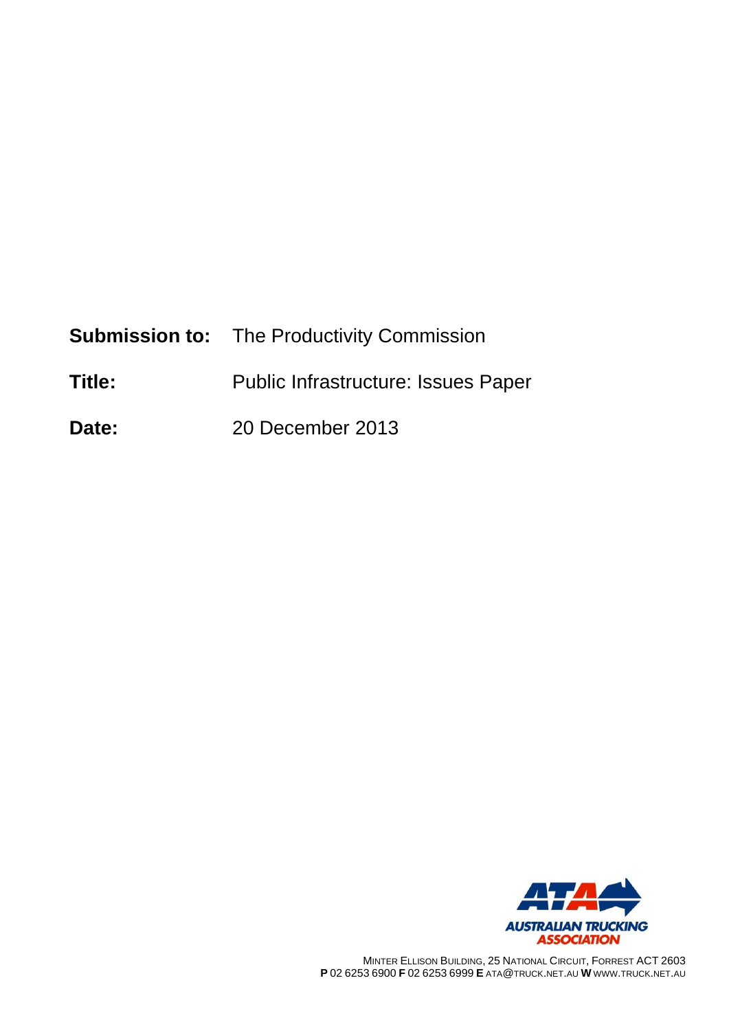**Submission to:** The Productivity Commission

**Title:** Public Infrastructure: Issues Paper

**Date:** 20 December 2013

AUSTRALIAN TRUCKING ASSOCIATION

MINTER ELLISON BUILDING, 25 NATIONAL CIRCUIT, FORREST ACT 2603
**P** 02 6253 6900 **F** 02 6253 6999 **E** ATA@TRUCK.NET.AU **W** WWW.TRUCK.NET.AU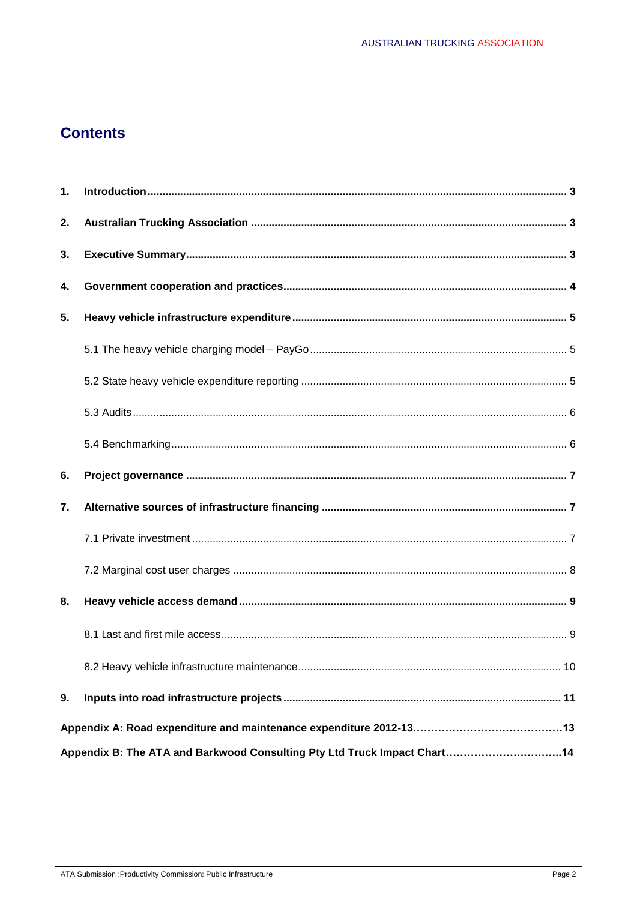# Contents

**1. Introduction** ... **3**

**2. Australian Trucking Association** ... **3**

**3. Executive Summary** ... **3**

**4. Government cooperation and practices** ... **4**

**5. Heavy vehicle infrastructure expenditure** ... **5**

5.1 The heavy vehicle charging model – PayGo ... 5

5.2 State heavy vehicle expenditure reporting ... 5

5.3 Audits ... 6

5.4 Benchmarking ... 6

**6. Project governance** ... **7**

**7. Alternative sources of infrastructure financing** ... **7**

7.1 Private investment ... 7

7.2 Marginal cost user charges ... 8

**8. Heavy vehicle access demand** ... **9**

8.1 Last and first mile access ... 9

8.2 Heavy vehicle infrastructure maintenance ... 10

**9. Inputs into road infrastructure projects** ... **11**

**Appendix A: Road expenditure and maintenance expenditure 2012-13** ... **13**

**Appendix B: The ATA and Barkwood Consulting Pty Ltd Truck Impact Chart** ... **14**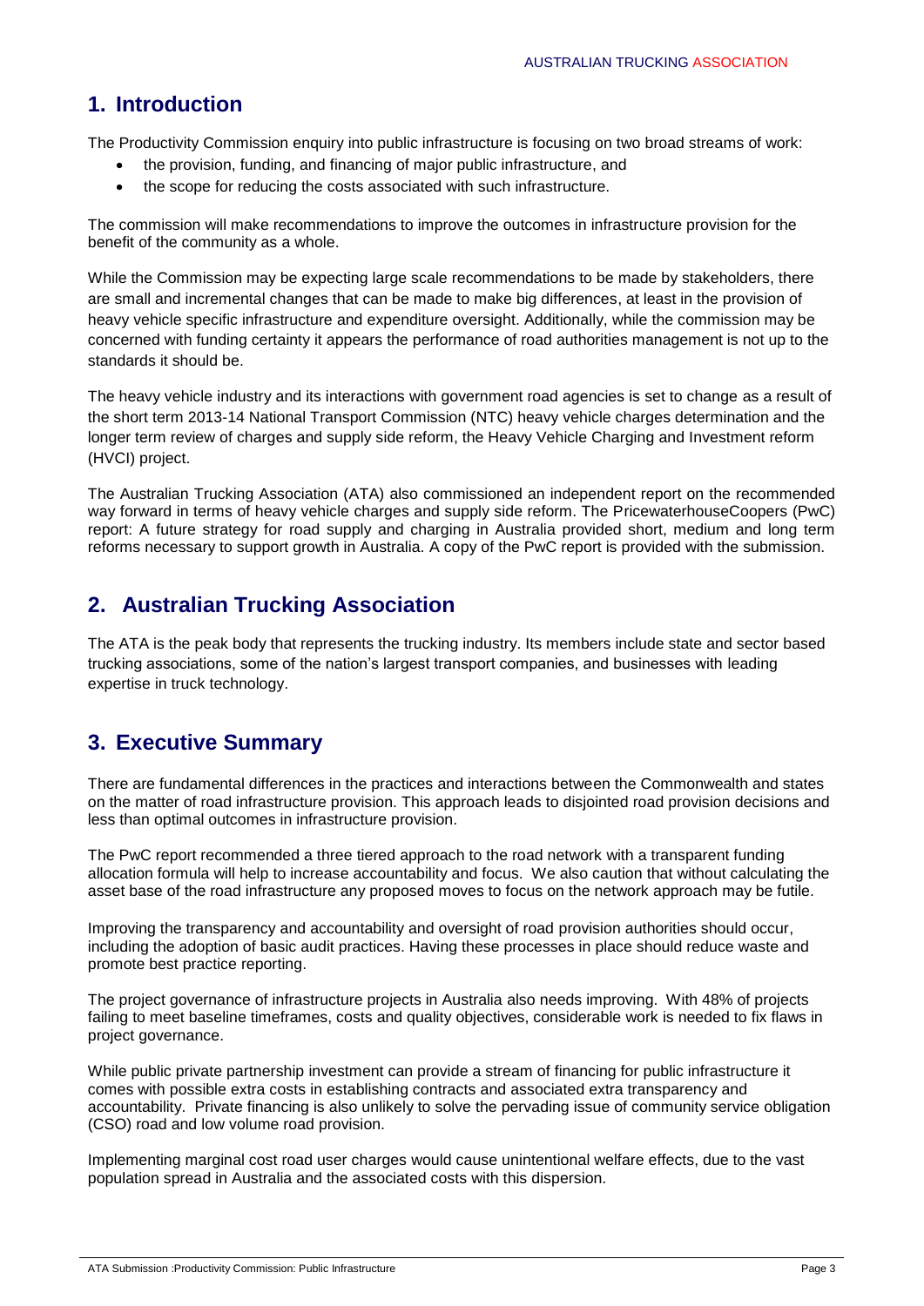## 1. Introduction

The Productivity Commission enquiry into public infrastructure is focusing on two broad streams of work:

- the provision, funding, and financing of major public infrastructure, and
- the scope for reducing the costs associated with such infrastructure.

The commission will make recommendations to improve the outcomes in infrastructure provision for the benefit of the community as a whole.

While the Commission may be expecting large scale recommendations to be made by stakeholders, there are small and incremental changes that can be made to make big differences, at least in the provision of heavy vehicle specific infrastructure and expenditure oversight. Additionally, while the commission may be concerned with funding certainty it appears the performance of road authorities management is not up to the standards it should be.

The heavy vehicle industry and its interactions with government road agencies is set to change as a result of the short term 2013-14 National Transport Commission (NTC) heavy vehicle charges determination and the longer term review of charges and supply side reform, the Heavy Vehicle Charging and Investment reform (HVCI) project.

The Australian Trucking Association (ATA) also commissioned an independent report on the recommended way forward in terms of heavy vehicle charges and supply side reform. The PricewaterhouseCoopers (PwC) report: A future strategy for road supply and charging in Australia provided short, medium and long term reforms necessary to support growth in Australia. A copy of the PwC report is provided with the submission.

## 2. Australian Trucking Association

The ATA is the peak body that represents the trucking industry. Its members include state and sector based trucking associations, some of the nation's largest transport companies, and businesses with leading expertise in truck technology.

## 3. Executive Summary

There are fundamental differences in the practices and interactions between the Commonwealth and states on the matter of road infrastructure provision. This approach leads to disjointed road provision decisions and less than optimal outcomes in infrastructure provision.

The PwC report recommended a three tiered approach to the road network with a transparent funding allocation formula will help to increase accountability and focus. We also caution that without calculating the asset base of the road infrastructure any proposed moves to focus on the network approach may be futile.

Improving the transparency and accountability and oversight of road provision authorities should occur, including the adoption of basic audit practices. Having these processes in place should reduce waste and promote best practice reporting.

The project governance of infrastructure projects in Australia also needs improving. With 48% of projects failing to meet baseline timeframes, costs and quality objectives, considerable work is needed to fix flaws in project governance.

While public private partnership investment can provide a stream of financing for public infrastructure it comes with possible extra costs in establishing contracts and associated extra transparency and accountability. Private financing is also unlikely to solve the pervading issue of community service obligation (CSO) road and low volume road provision.

Implementing marginal cost road user charges would cause unintentional welfare effects, due to the vast population spread in Australia and the associated costs with this dispersion.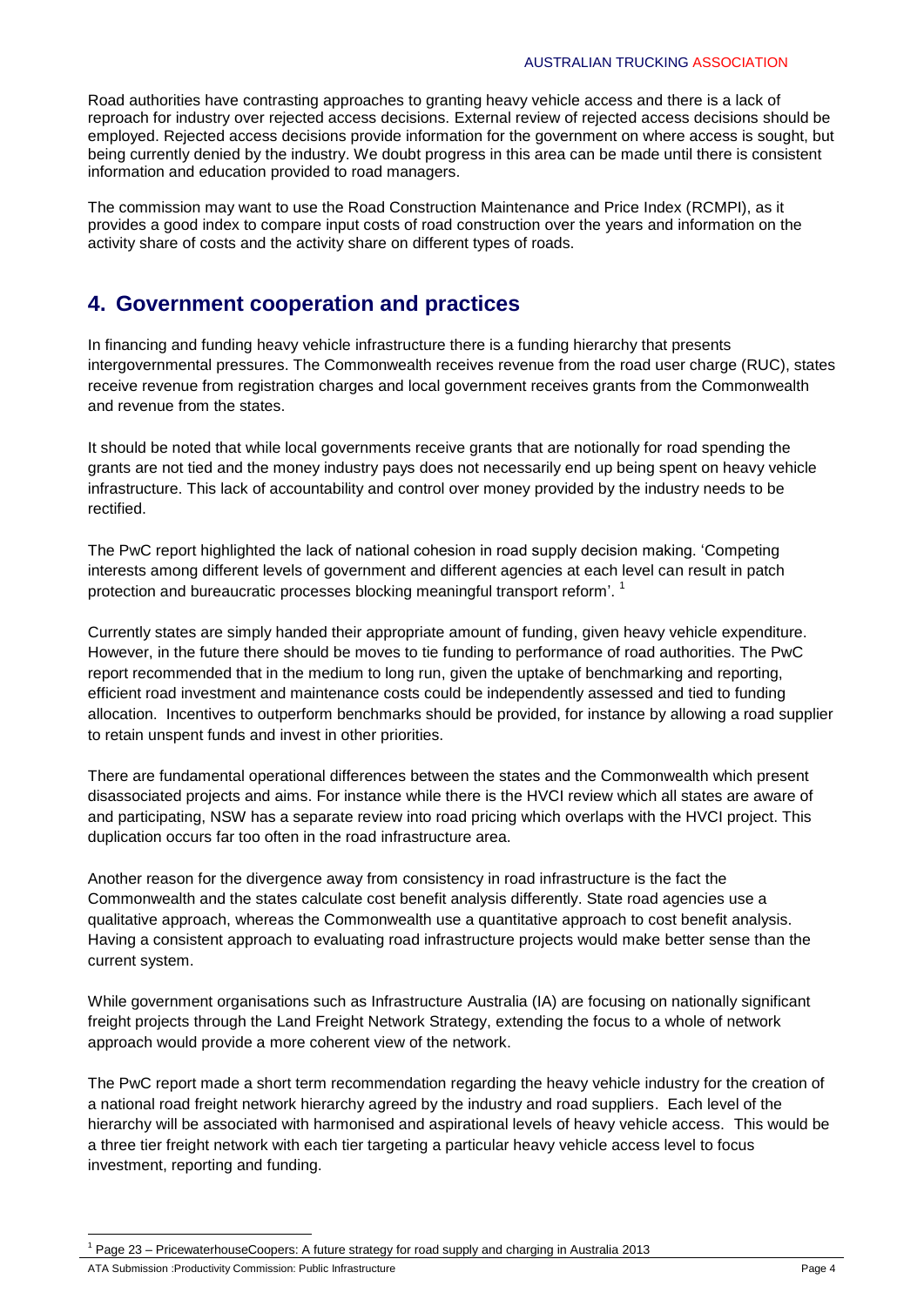Road authorities have contrasting approaches to granting heavy vehicle access and there is a lack of reproach for industry over rejected access decisions. External review of rejected access decisions should be employed. Rejected access decisions provide information for the government on where access is sought, but being currently denied by the industry. We doubt progress in this area can be made until there is consistent information and education provided to road managers.

The commission may want to use the Road Construction Maintenance and Price Index (RCMPI), as it provides a good index to compare input costs of road construction over the years and information on the activity share of costs and the activity share on different types of roads.

## 4. Government cooperation and practices

In financing and funding heavy vehicle infrastructure there is a funding hierarchy that presents intergovernmental pressures. The Commonwealth receives revenue from the road user charge (RUC), states receive revenue from registration charges and local government receives grants from the Commonwealth and revenue from the states.

It should be noted that while local governments receive grants that are notionally for road spending the grants are not tied and the money industry pays does not necessarily end up being spent on heavy vehicle infrastructure. This lack of accountability and control over money provided by the industry needs to be rectified.

The PwC report highlighted the lack of national cohesion in road supply decision making. 'Competing interests among different levels of government and different agencies at each level can result in patch protection and bureaucratic processes blocking meaningful transport reform'. [1]

Currently states are simply handed their appropriate amount of funding, given heavy vehicle expenditure. However, in the future there should be moves to tie funding to performance of road authorities. The PwC report recommended that in the medium to long run, given the uptake of benchmarking and reporting, efficient road investment and maintenance costs could be independently assessed and tied to funding allocation. Incentives to outperform benchmarks should be provided, for instance by allowing a road supplier to retain unspent funds and invest in other priorities.

There are fundamental operational differences between the states and the Commonwealth which present disassociated projects and aims. For instance while there is the HVCI review which all states are aware of and participating, NSW has a separate review into road pricing which overlaps with the HVCI project. This duplication occurs far too often in the road infrastructure area.

Another reason for the divergence away from consistency in road infrastructure is the fact the Commonwealth and the states calculate cost benefit analysis differently. State road agencies use a qualitative approach, whereas the Commonwealth use a quantitative approach to cost benefit analysis. Having a consistent approach to evaluating road infrastructure projects would make better sense than the current system.

While government organisations such as Infrastructure Australia (IA) are focusing on nationally significant freight projects through the Land Freight Network Strategy, extending the focus to a whole of network approach would provide a more coherent view of the network.

The PwC report made a short term recommendation regarding the heavy vehicle industry for the creation of a national road freight network hierarchy agreed by the industry and road suppliers. Each level of the hierarchy will be associated with harmonised and aspirational levels of heavy vehicle access. This would be a three tier freight network with each tier targeting a particular heavy vehicle access level to focus investment, reporting and funding.

[1] Page 23 – PricewaterhouseCoopers: A future strategy for road supply and charging in Australia 2013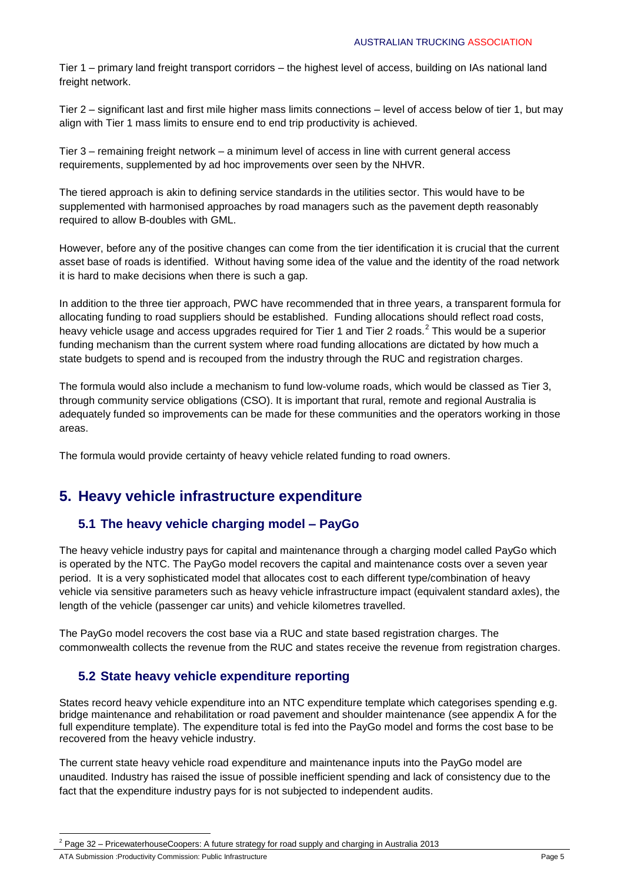Tier 1 – primary land freight transport corridors – the highest level of access, building on IAs national land freight network.

Tier 2 – significant last and first mile higher mass limits connections – level of access below of tier 1, but may align with Tier 1 mass limits to ensure end to end trip productivity is achieved.

Tier 3 – remaining freight network – a minimum level of access in line with current general access requirements, supplemented by ad hoc improvements over seen by the NHVR.

The tiered approach is akin to defining service standards in the utilities sector. This would have to be supplemented with harmonised approaches by road managers such as the pavement depth reasonably required to allow B-doubles with GML.

However, before any of the positive changes can come from the tier identification it is crucial that the current asset base of roads is identified. Without having some idea of the value and the identity of the road network it is hard to make decisions when there is such a gap.

In addition to the three tier approach, PWC have recommended that in three years, a transparent formula for allocating funding to road suppliers should be established. Funding allocations should reflect road costs, heavy vehicle usage and access upgrades required for Tier 1 and Tier 2 roads.[2] This would be a superior funding mechanism than the current system where road funding allocations are dictated by how much a state budgets to spend and is recouped from the industry through the RUC and registration charges.

The formula would also include a mechanism to fund low-volume roads, which would be classed as Tier 3, through community service obligations (CSO). It is important that rural, remote and regional Australia is adequately funded so improvements can be made for these communities and the operators working in those areas.

The formula would provide certainty of heavy vehicle related funding to road owners.

# 5. Heavy vehicle infrastructure expenditure

## 5.1 The heavy vehicle charging model – PayGo

The heavy vehicle industry pays for capital and maintenance through a charging model called PayGo which is operated by the NTC. The PayGo model recovers the capital and maintenance costs over a seven year period. It is a very sophisticated model that allocates cost to each different type/combination of heavy vehicle via sensitive parameters such as heavy vehicle infrastructure impact (equivalent standard axles), the length of the vehicle (passenger car units) and vehicle kilometres travelled.

The PayGo model recovers the cost base via a RUC and state based registration charges. The commonwealth collects the revenue from the RUC and states receive the revenue from registration charges.

## 5.2 State heavy vehicle expenditure reporting

States record heavy vehicle expenditure into an NTC expenditure template which categorises spending e.g. bridge maintenance and rehabilitation or road pavement and shoulder maintenance (see appendix A for the full expenditure template). The expenditure total is fed into the PayGo model and forms the cost base to be recovered from the heavy vehicle industry.

The current state heavy vehicle road expenditure and maintenance inputs into the PayGo model are unaudited. Industry has raised the issue of possible inefficient spending and lack of consistency due to the fact that the expenditure industry pays for is not subjected to independent audits.

[2] Page 32 – PricewaterhouseCoopers: A future strategy for road supply and charging in Australia 2013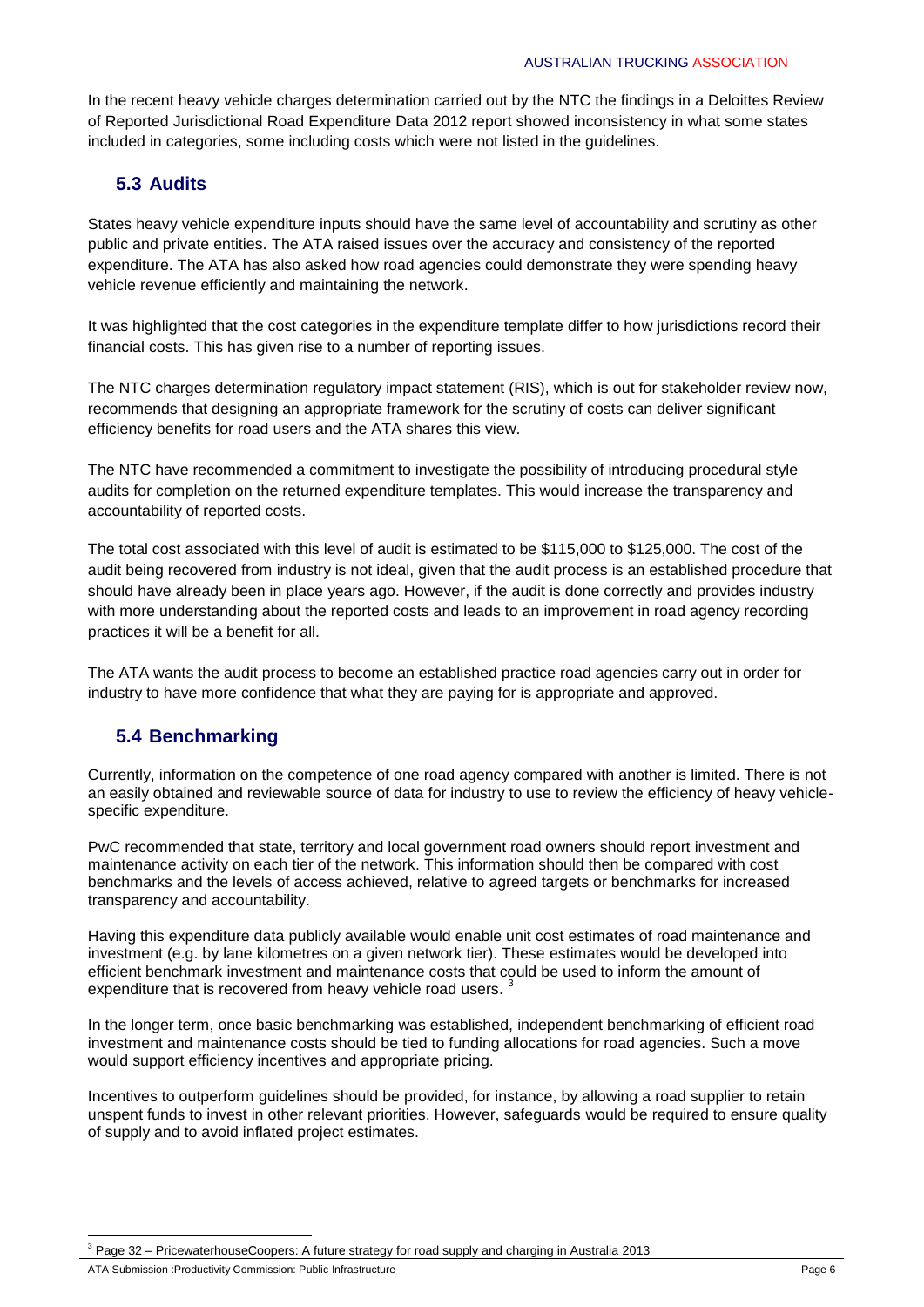In the recent heavy vehicle charges determination carried out by the NTC the findings in a Deloittes Review of Reported Jurisdictional Road Expenditure Data 2012 report showed inconsistency in what some states included in categories, some including costs which were not listed in the guidelines.

## 5.3 Audits

States heavy vehicle expenditure inputs should have the same level of accountability and scrutiny as other public and private entities. The ATA raised issues over the accuracy and consistency of the reported expenditure. The ATA has also asked how road agencies could demonstrate they were spending heavy vehicle revenue efficiently and maintaining the network.

It was highlighted that the cost categories in the expenditure template differ to how jurisdictions record their financial costs. This has given rise to a number of reporting issues.

The NTC charges determination regulatory impact statement (RIS), which is out for stakeholder review now, recommends that designing an appropriate framework for the scrutiny of costs can deliver significant efficiency benefits for road users and the ATA shares this view.

The NTC have recommended a commitment to investigate the possibility of introducing procedural style audits for completion on the returned expenditure templates. This would increase the transparency and accountability of reported costs.

The total cost associated with this level of audit is estimated to be $115,000 to $125,000. The cost of the audit being recovered from industry is not ideal, given that the audit process is an established procedure that should have already been in place years ago. However, if the audit is done correctly and provides industry with more understanding about the reported costs and leads to an improvement in road agency recording practices it will be a benefit for all.

The ATA wants the audit process to become an established practice road agencies carry out in order for industry to have more confidence that what they are paying for is appropriate and approved.

## 5.4 Benchmarking

Currently, information on the competence of one road agency compared with another is limited. There is not an easily obtained and reviewable source of data for industry to use to review the efficiency of heavy vehicle-specific expenditure.

PwC recommended that state, territory and local government road owners should report investment and maintenance activity on each tier of the network. This information should then be compared with cost benchmarks and the levels of access achieved, relative to agreed targets or benchmarks for increased transparency and accountability.

Having this expenditure data publicly available would enable unit cost estimates of road maintenance and investment (e.g. by lane kilometres on a given network tier). These estimates would be developed into efficient benchmark investment and maintenance costs that could be used to inform the amount of expenditure that is recovered from heavy vehicle road users. [3]

In the longer term, once basic benchmarking was established, independent benchmarking of efficient road investment and maintenance costs should be tied to funding allocations for road agencies. Such a move would support efficiency incentives and appropriate pricing.

Incentives to outperform guidelines should be provided, for instance, by allowing a road supplier to retain unspent funds to invest in other relevant priorities. However, safeguards would be required to ensure quality of supply and to avoid inflated project estimates.

[3] Page 32 – PricewaterhouseCoopers: A future strategy for road supply and charging in Australia 2013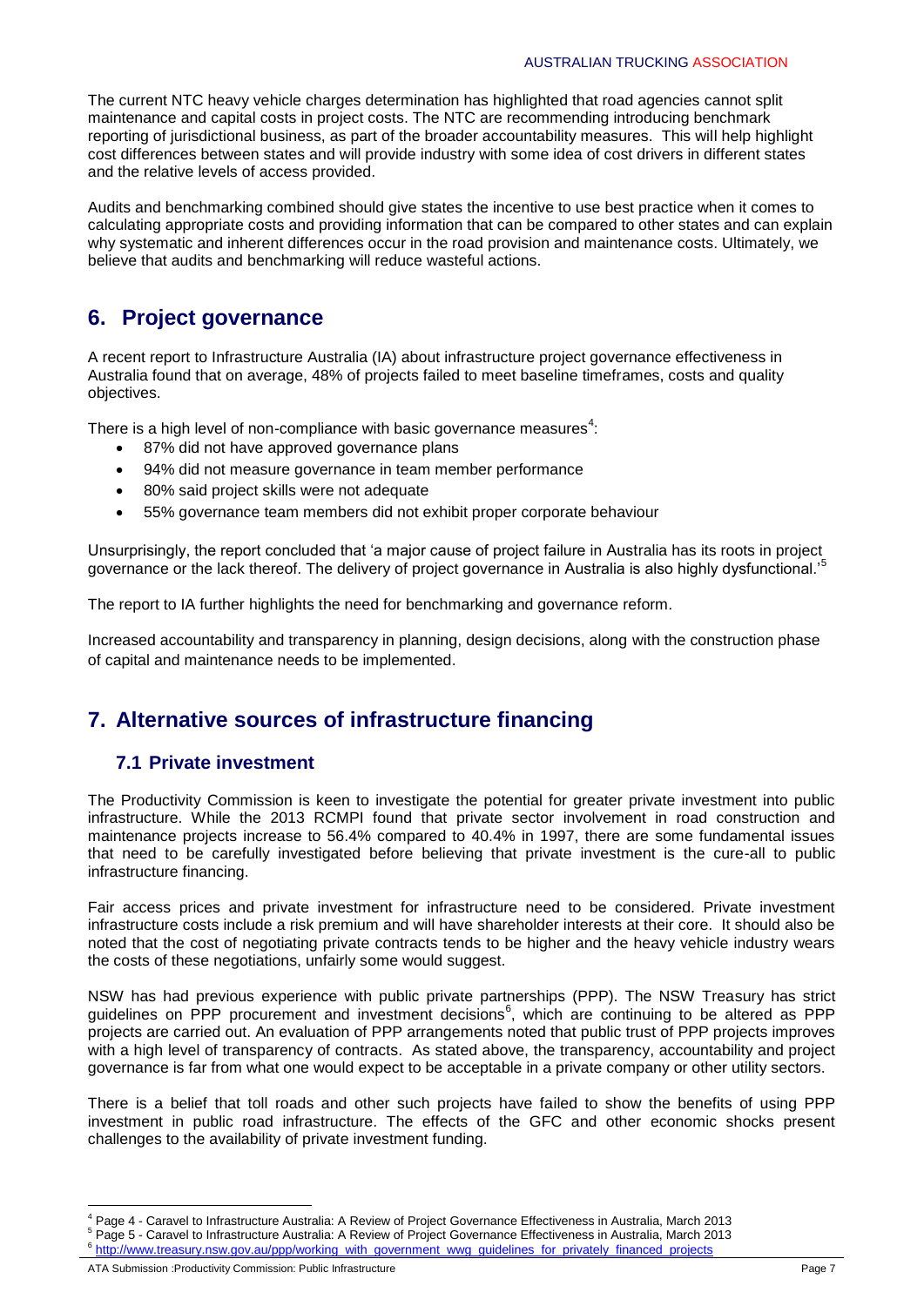The current NTC heavy vehicle charges determination has highlighted that road agencies cannot split maintenance and capital costs in project costs. The NTC are recommending introducing benchmark reporting of jurisdictional business, as part of the broader accountability measures. This will help highlight cost differences between states and will provide industry with some idea of cost drivers in different states and the relative levels of access provided.

Audits and benchmarking combined should give states the incentive to use best practice when it comes to calculating appropriate costs and providing information that can be compared to other states and can explain why systematic and inherent differences occur in the road provision and maintenance costs. Ultimately, we believe that audits and benchmarking will reduce wasteful actions.

## 6. Project governance

A recent report to Infrastructure Australia (IA) about infrastructure project governance effectiveness in Australia found that on average, 48% of projects failed to meet baseline timeframes, costs and quality objectives.

There is a high level of non-compliance with basic governance measures[4]:

- 87% did not have approved governance plans
- 94% did not measure governance in team member performance
- 80% said project skills were not adequate
- 55% governance team members did not exhibit proper corporate behaviour

Unsurprisingly, the report concluded that 'a major cause of project failure in Australia has its roots in project governance or the lack thereof. The delivery of project governance in Australia is also highly dysfunctional.'[5]

The report to IA further highlights the need for benchmarking and governance reform.

Increased accountability and transparency in planning, design decisions, along with the construction phase of capital and maintenance needs to be implemented.

## 7. Alternative sources of infrastructure financing

### 7.1 Private investment

The Productivity Commission is keen to investigate the potential for greater private investment into public infrastructure. While the 2013 RCMPI found that private sector involvement in road construction and maintenance projects increase to 56.4% compared to 40.4% in 1997, there are some fundamental issues that need to be carefully investigated before believing that private investment is the cure-all to public infrastructure financing.

Fair access prices and private investment for infrastructure need to be considered. Private investment infrastructure costs include a risk premium and will have shareholder interests at their core. It should also be noted that the cost of negotiating private contracts tends to be higher and the heavy vehicle industry wears the costs of these negotiations, unfairly some would suggest.

NSW has had previous experience with public private partnerships (PPP). The NSW Treasury has strict guidelines on PPP procurement and investment decisions[6], which are continuing to be altered as PPP projects are carried out. An evaluation of PPP arrangements noted that public trust of PPP projects improves with a high level of transparency of contracts. As stated above, the transparency, accountability and project governance is far from what one would expect to be acceptable in a private company or other utility sectors.

There is a belief that toll roads and other such projects have failed to show the benefits of using PPP investment in public road infrastructure. The effects of the GFC and other economic shocks present challenges to the availability of private investment funding.

---

[4] Page 4 - Caravel to Infrastructure Australia: A Review of Project Governance Effectiveness in Australia, March 2013

[5] Page 5 - Caravel to Infrastructure Australia: A Review of Project Governance Effectiveness in Australia, March 2013

[6] http://www.treasury.nsw.gov.au/ppp/working_with_government_wwg_guidelines_for_privately_financed_projects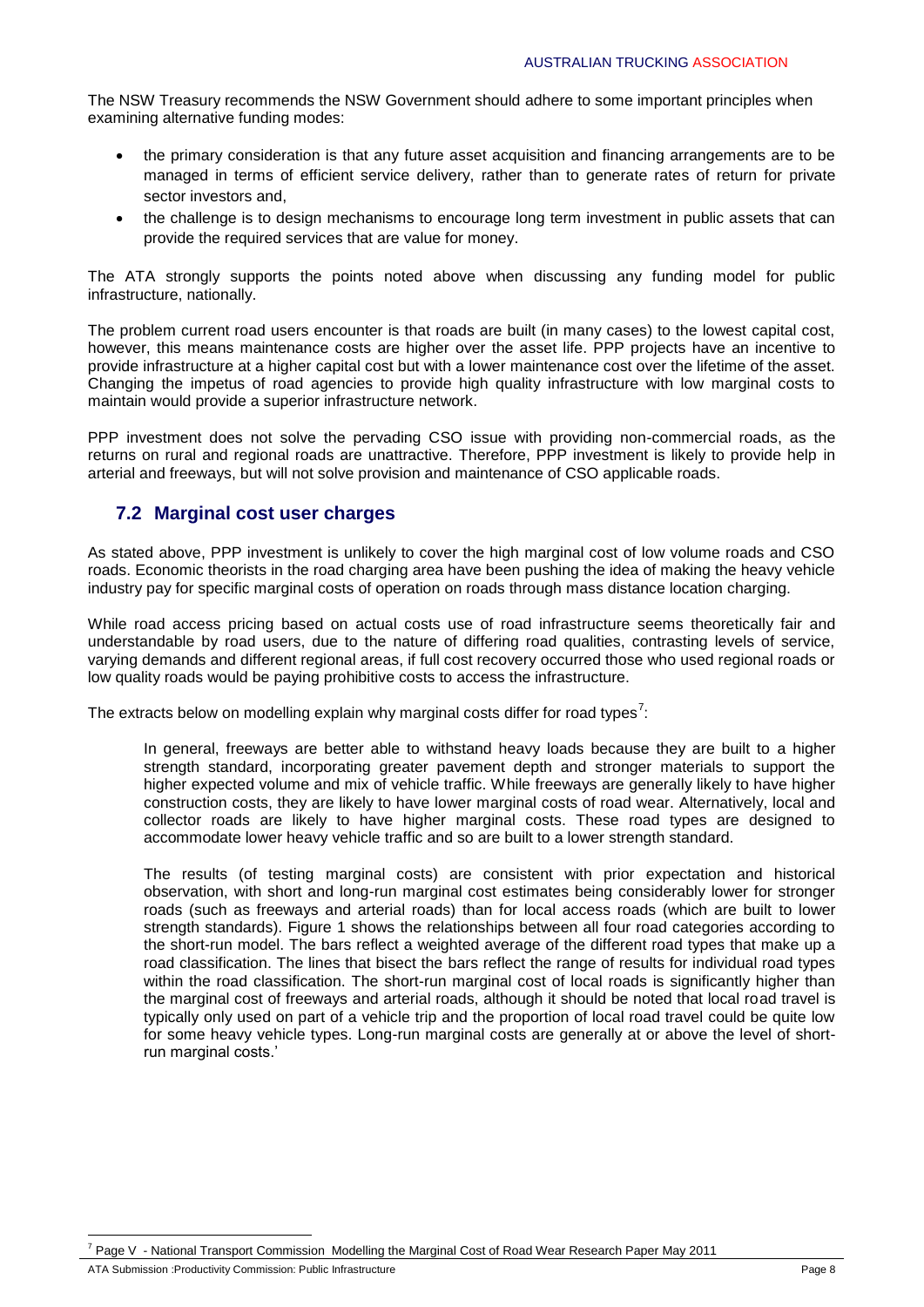The NSW Treasury recommends the NSW Government should adhere to some important principles when examining alternative funding modes:

- the primary consideration is that any future asset acquisition and financing arrangements are to be managed in terms of efficient service delivery, rather than to generate rates of return for private sector investors and,
- the challenge is to design mechanisms to encourage long term investment in public assets that can provide the required services that are value for money.

The ATA strongly supports the points noted above when discussing any funding model for public infrastructure, nationally.

The problem current road users encounter is that roads are built (in many cases) to the lowest capital cost, however, this means maintenance costs are higher over the asset life. PPP projects have an incentive to provide infrastructure at a higher capital cost but with a lower maintenance cost over the lifetime of the asset. Changing the impetus of road agencies to provide high quality infrastructure with low marginal costs to maintain would provide a superior infrastructure network.

PPP investment does not solve the pervading CSO issue with providing non-commercial roads, as the returns on rural and regional roads are unattractive. Therefore, PPP investment is likely to provide help in arterial and freeways, but will not solve provision and maintenance of CSO applicable roads.

## 7.2 Marginal cost user charges

As stated above, PPP investment is unlikely to cover the high marginal cost of low volume roads and CSO roads. Economic theorists in the road charging area have been pushing the idea of making the heavy vehicle industry pay for specific marginal costs of operation on roads through mass distance location charging.

While road access pricing based on actual costs use of road infrastructure seems theoretically fair and understandable by road users, due to the nature of differing road qualities, contrasting levels of service, varying demands and different regional areas, if full cost recovery occurred those who used regional roads or low quality roads would be paying prohibitive costs to access the infrastructure.

The extracts below on modelling explain why marginal costs differ for road types[7]:

> In general, freeways are better able to withstand heavy loads because they are built to a higher strength standard, incorporating greater pavement depth and stronger materials to support the higher expected volume and mix of vehicle traffic. While freeways are generally likely to have higher construction costs, they are likely to have lower marginal costs of road wear. Alternatively, local and collector roads are likely to have higher marginal costs. These road types are designed to accommodate lower heavy vehicle traffic and so are built to a lower strength standard.
>
> The results (of testing marginal costs) are consistent with prior expectation and historical observation, with short and long-run marginal cost estimates being considerably lower for stronger roads (such as freeways and arterial roads) than for local access roads (which are built to lower strength standards). Figure 1 shows the relationships between all four road categories according to the short-run model. The bars reflect a weighted average of the different road types that make up a road classification. The lines that bisect the bars reflect the range of results for individual road types within the road classification. The short-run marginal cost of local roads is significantly higher than the marginal cost of freeways and arterial roads, although it should be noted that local road travel is typically only used on part of a vehicle trip and the proportion of local road travel could be quite low for some heavy vehicle types. Long-run marginal costs are generally at or above the level of short-run marginal costs.'

[7] Page V - National Transport Commission Modelling the Marginal Cost of Road Wear Research Paper May 2011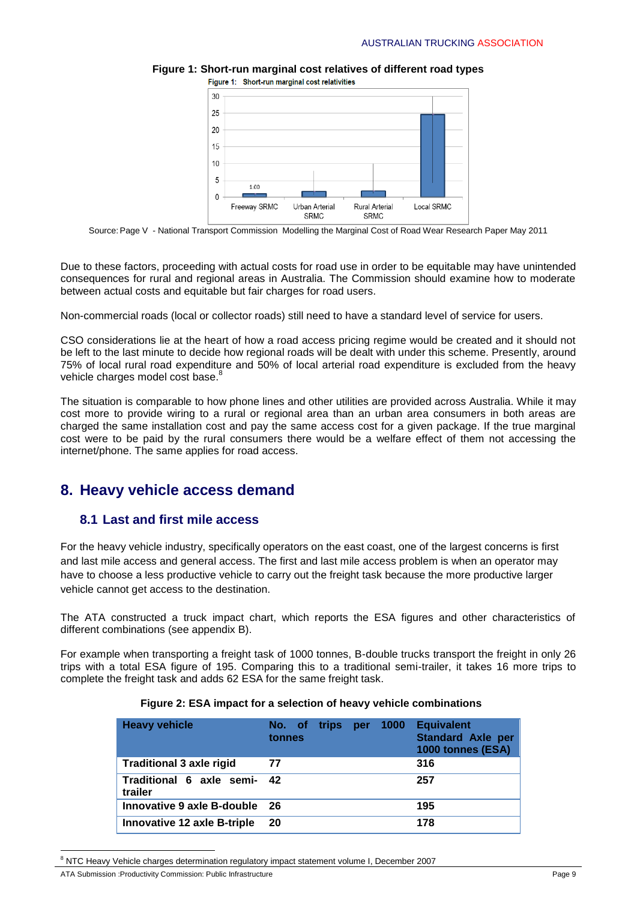**Figure 1: Short-run marginal cost relatives of different road types**

Source: Page V - National Transport Commission Modelling the Marginal Cost of Road Wear Research Paper May 2011

Due to these factors, proceeding with actual costs for road use in order to be equitable may have unintended consequences for rural and regional areas in Australia. The Commission should examine how to moderate between actual costs and equitable but fair charges for road users.

Non-commercial roads (local or collector roads) still need to have a standard level of service for users.

CSO considerations lie at the heart of how a road access pricing regime would be created and it should not be left to the last minute to decide how regional roads will be dealt with under this scheme. Presently, around 75% of local rural road expenditure and 50% of local arterial road expenditure is excluded from the heavy vehicle charges model cost base.[8]

The situation is comparable to how phone lines and other utilities are provided across Australia. While it may cost more to provide wiring to a rural or regional area than an urban area consumers in both areas are charged the same installation cost and pay the same access cost for a given package. If the true marginal cost were to be paid by the rural consumers there would be a welfare effect of them not accessing the internet/phone. The same applies for road access.

# 8. Heavy vehicle access demand

## 8.1 Last and first mile access

For the heavy vehicle industry, specifically operators on the east coast, one of the largest concerns is first and last mile access and general access. The first and last mile access problem is when an operator may have to choose a less productive vehicle to carry out the freight task because the more productive larger vehicle cannot get access to the destination.

The ATA constructed a truck impact chart, which reports the ESA figures and other characteristics of different combinations (see appendix B).

For example when transporting a freight task of 1000 tonnes, B-double trucks transport the freight in only 26 trips with a total ESA figure of 195. Comparing this to a traditional semi-trailer, it takes 16 more trips to complete the freight task and adds 62 ESA for the same freight task.

**Figure 2: ESA impact for a selection of heavy vehicle combinations**

| Heavy vehicle | No. of trips per 1000 tonnes | Equivalent Standard Axle per 1000 tonnes (ESA) |
|---|---|---|
| Traditional 3 axle rigid | 77 | 316 |
| Traditional 6 axle semi-trailer | 42 | 257 |
| Innovative 9 axle B-double | 26 | 195 |
| Innovative 12 axle B-triple | 20 | 178 |

[8] NTC Heavy Vehicle charges determination regulatory impact statement volume I, December 2007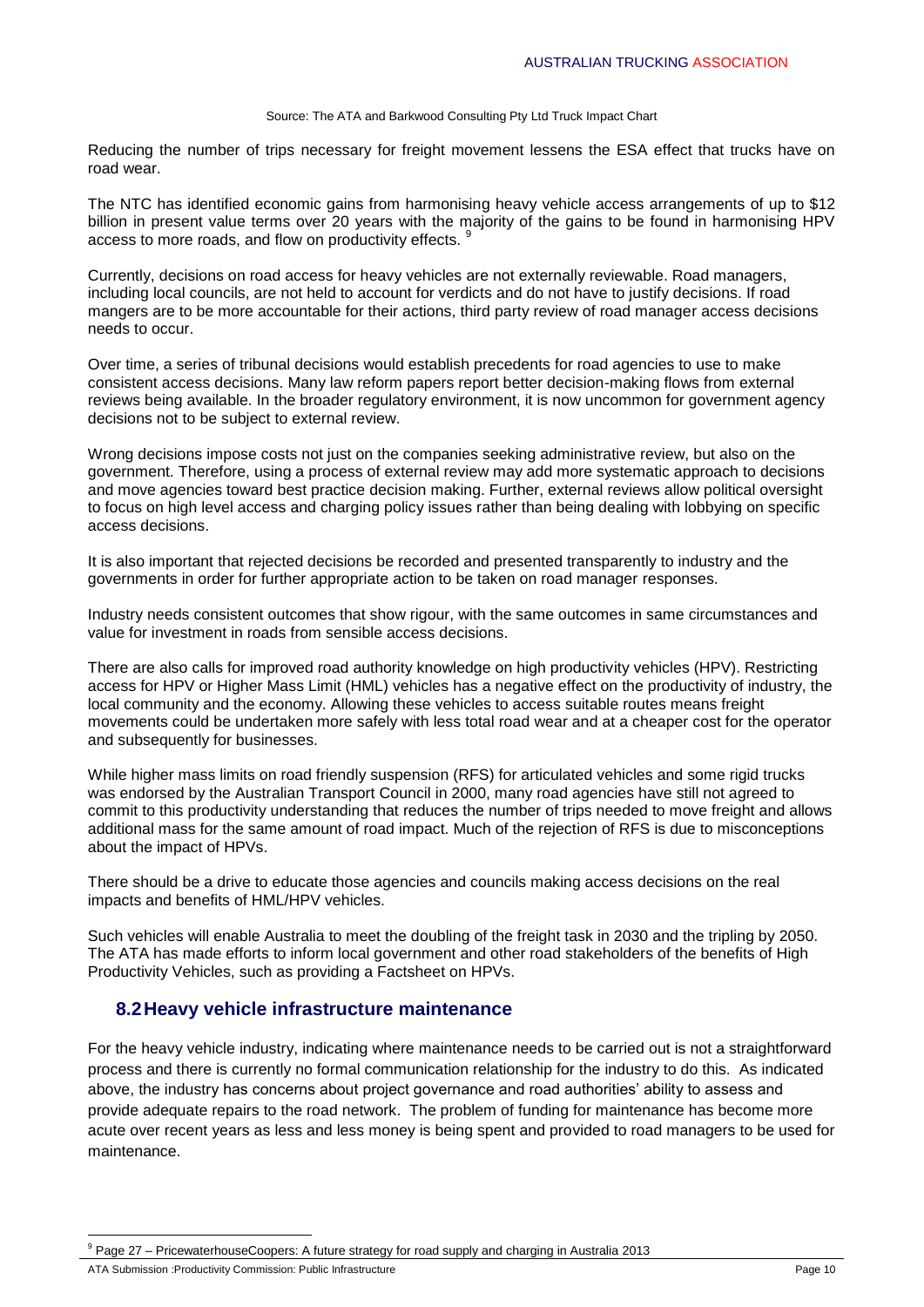Source: The ATA and Barkwood Consulting Pty Ltd Truck Impact Chart

Reducing the number of trips necessary for freight movement lessens the ESA effect that trucks have on road wear.

The NTC has identified economic gains from harmonising heavy vehicle access arrangements of up to $12 billion in present value terms over 20 years with the majority of the gains to be found in harmonising HPV access to more roads, and flow on productivity effects. [9]

Currently, decisions on road access for heavy vehicles are not externally reviewable. Road managers, including local councils, are not held to account for verdicts and do not have to justify decisions. If road mangers are to be more accountable for their actions, third party review of road manager access decisions needs to occur.

Over time, a series of tribunal decisions would establish precedents for road agencies to use to make consistent access decisions. Many law reform papers report better decision-making flows from external reviews being available. In the broader regulatory environment, it is now uncommon for government agency decisions not to be subject to external review.

Wrong decisions impose costs not just on the companies seeking administrative review, but also on the government. Therefore, using a process of external review may add more systematic approach to decisions and move agencies toward best practice decision making. Further, external reviews allow political oversight to focus on high level access and charging policy issues rather than being dealing with lobbying on specific access decisions.

It is also important that rejected decisions be recorded and presented transparently to industry and the governments in order for further appropriate action to be taken on road manager responses.

Industry needs consistent outcomes that show rigour, with the same outcomes in same circumstances and value for investment in roads from sensible access decisions.

There are also calls for improved road authority knowledge on high productivity vehicles (HPV). Restricting access for HPV or Higher Mass Limit (HML) vehicles has a negative effect on the productivity of industry, the local community and the economy. Allowing these vehicles to access suitable routes means freight movements could be undertaken more safely with less total road wear and at a cheaper cost for the operator and subsequently for businesses.

While higher mass limits on road friendly suspension (RFS) for articulated vehicles and some rigid trucks was endorsed by the Australian Transport Council in 2000, many road agencies have still not agreed to commit to this productivity understanding that reduces the number of trips needed to move freight and allows additional mass for the same amount of road impact. Much of the rejection of RFS is due to misconceptions about the impact of HPVs.

There should be a drive to educate those agencies and councils making access decisions on the real impacts and benefits of HML/HPV vehicles.

Such vehicles will enable Australia to meet the doubling of the freight task in 2030 and the tripling by 2050. The ATA has made efforts to inform local government and other road stakeholders of the benefits of High Productivity Vehicles, such as providing a Factsheet on HPVs.

## 8.2 Heavy vehicle infrastructure maintenance

For the heavy vehicle industry, indicating where maintenance needs to be carried out is not a straightforward process and there is currently no formal communication relationship for the industry to do this. As indicated above, the industry has concerns about project governance and road authorities' ability to assess and provide adequate repairs to the road network. The problem of funding for maintenance has become more acute over recent years as less and less money is being spent and provided to road managers to be used for maintenance.

---

[9] Page 27 – PricewaterhouseCoopers: A future strategy for road supply and charging in Australia 2013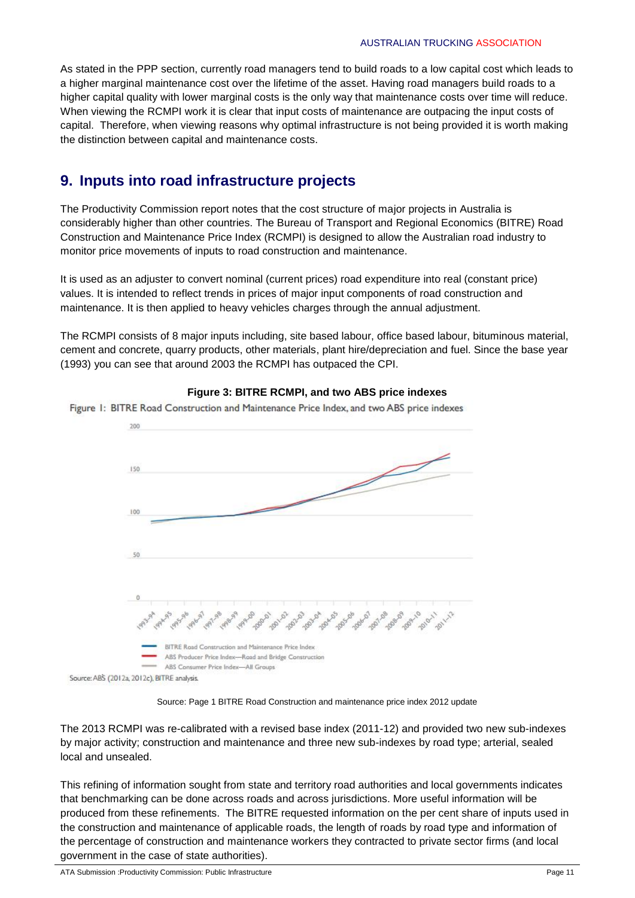As stated in the PPP section, currently road managers tend to build roads to a low capital cost which leads to a higher marginal maintenance cost over the lifetime of the asset. Having road managers build roads to a higher capital quality with lower marginal costs is the only way that maintenance costs over time will reduce. When viewing the RCMPI work it is clear that input costs of maintenance are outpacing the input costs of capital. Therefore, when viewing reasons why optimal infrastructure is not being provided it is worth making the distinction between capital and maintenance costs.

## 9. Inputs into road infrastructure projects

The Productivity Commission report notes that the cost structure of major projects in Australia is considerably higher than other countries. The Bureau of Transport and Regional Economics (BITRE) Road Construction and Maintenance Price Index (RCMPI) is designed to allow the Australian road industry to monitor price movements of inputs to road construction and maintenance.

It is used as an adjuster to convert nominal (current prices) road expenditure into real (constant price) values. It is intended to reflect trends in prices of major input components of road construction and maintenance. It is then applied to heavy vehicles charges through the annual adjustment.

The RCMPI consists of 8 major inputs including, site based labour, office based labour, bituminous material, cement and concrete, quarry products, other materials, plant hire/depreciation and fuel. Since the base year (1993) you can see that around 2003 the RCMPI has outpaced the CPI.

**Figure 3: BITRE RCMPI, and two ABS price indexes**

Figure 1: BITRE Road Construction and Maintenance Price Index, and two ABS price indexes

Source: ABS (2012a, 2012c), BITRE analysis.

Source: Page 1 BITRE Road Construction and maintenance price index 2012 update

The 2013 RCMPI was re-calibrated with a revised base index (2011-12) and provided two new sub-indexes by major activity; construction and maintenance and three new sub-indexes by road type; arterial, sealed local and unsealed.

This refining of information sought from state and territory road authorities and local governments indicates that benchmarking can be done across roads and across jurisdictions. More useful information will be produced from these refinements. The BITRE requested information on the per cent share of inputs used in the construction and maintenance of applicable roads, the length of roads by road type and information of the percentage of construction and maintenance workers they contracted to private sector firms (and local government in the case of state authorities).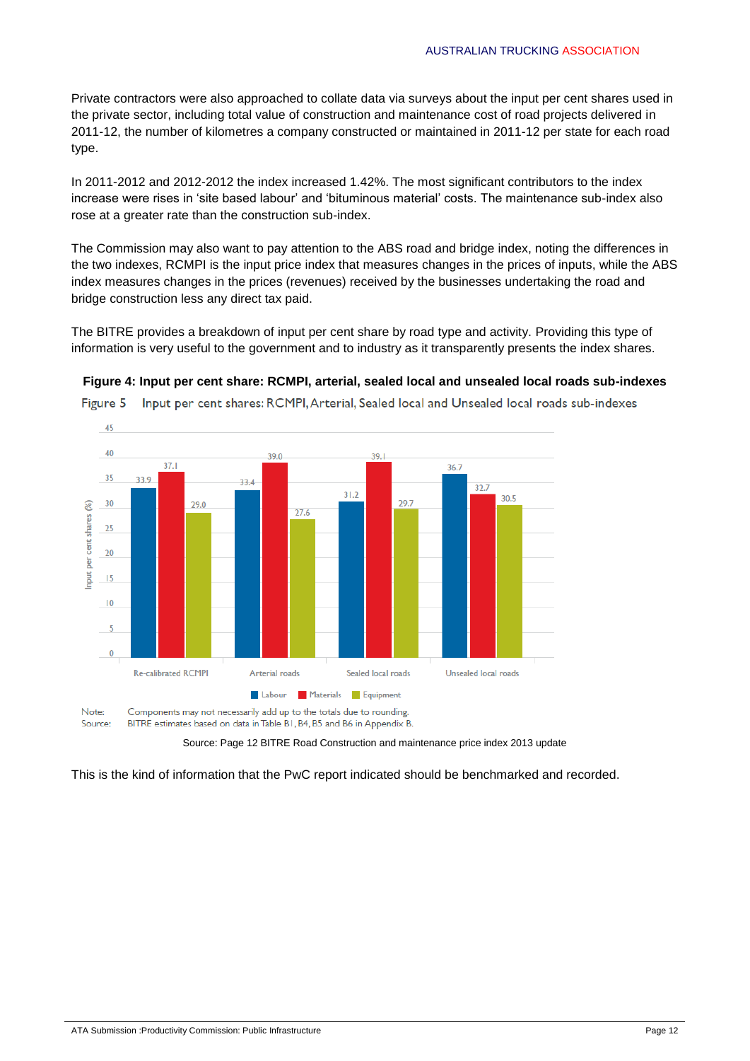Private contractors were also approached to collate data via surveys about the input per cent shares used in the private sector, including total value of construction and maintenance cost of road projects delivered in 2011-12, the number of kilometres a company constructed or maintained in 2011-12 per state for each road type.

In 2011-2012 and 2012-2012 the index increased 1.42%. The most significant contributors to the index increase were rises in 'site based labour' and 'bituminous material' costs. The maintenance sub-index also rose at a greater rate than the construction sub-index.

The Commission may also want to pay attention to the ABS road and bridge index, noting the differences in the two indexes, RCMPI is the input price index that measures changes in the prices of inputs, while the ABS index measures changes in the prices (revenues) received by the businesses undertaking the road and bridge construction less any direct tax paid.

The BITRE provides a breakdown of input per cent share by road type and activity. Providing this type of information is very useful to the government and to industry as it transparently presents the index shares.

**Figure 4: Input per cent share: RCMPI, arterial, sealed local and unsealed local roads sub-indexes**

Figure 5 Input per cent shares: RCMPI, Arterial, Sealed local and Unsealed local roads sub-indexes

| Input per cent shares (%) | Labour | Materials | Equipment |
| --- | --- | --- | --- |
| Re-calibrated RCMPI | 33.9 | 37.1 | 29.0 |
| Arterial roads | 33.4 | 39.0 | 27.6 |
| Sealed local roads | 31.2 | 39.1 | 29.7 |
| Unsealed local roads | 36.7 | 32.7 | 30.5 |

Note: Components may not necessarily add up to the totals due to rounding.
Source: BITRE estimates based on data in Table B1, B4, B5 and B6 in Appendix B.

Source: Page 12 BITRE Road Construction and maintenance price index 2013 update

This is the kind of information that the PwC report indicated should be benchmarked and recorded.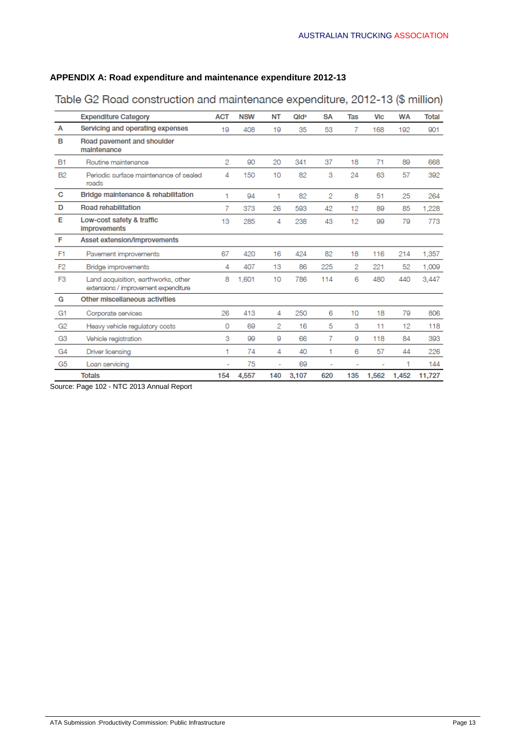## APPENDIX A: Road expenditure and maintenance expenditure 2012-13

Table G2 Road construction and maintenance expenditure, 2012-13 ($ million)

| | Expenditure Category | ACT | NSW | NT | Qld[a] | SA | Tas | Vic | WA | Total |
|---|---|---|---|---|---|---|---|---|---|---|
| A | **Servicing and operating expenses** | 19 | 408 | 19 | 35 | 53 | 7 | 168 | 192 | 901 |
| B | **Road pavement and shoulder maintenance** | | | | | | | | | |
| B1 | Routine maintenance | 2 | 90 | 20 | 341 | 37 | 18 | 71 | 89 | 668 |
| B2 | Periodic surface maintenance of sealed roads | 4 | 150 | 10 | 82 | 3 | 24 | 63 | 57 | 392 |
| C | **Bridge maintenance & rehabilitation** | 1 | 94 | 1 | 82 | 2 | 8 | 51 | 25 | 264 |
| D | **Road rehabilitation** | 7 | 373 | 26 | 593 | 42 | 12 | 89 | 85 | 1,228 |
| E | **Low-cost safety & traffic improvements** | 13 | 285 | 4 | 238 | 43 | 12 | 99 | 79 | 773 |
| F | **Asset extension/improvements** | | | | | | | | | |
| F1 | Pavement improvements | 67 | 420 | 16 | 424 | 82 | 18 | 116 | 214 | 1,357 |
| F2 | Bridge improvements | 4 | 407 | 13 | 86 | 225 | 2 | 221 | 52 | 1,009 |
| F3 | Land acquisition, earthworks, other extensions / improvement expenditure | 8 | 1,601 | 10 | 786 | 114 | 6 | 480 | 440 | 3,447 |
| G | **Other miscellaneous activities** | | | | | | | | | |
| G1 | Corporate services | 26 | 413 | 4 | 250 | 6 | 10 | 18 | 79 | 806 |
| G2 | Heavy vehicle regulatory costs | 0 | 69 | 2 | 16 | 5 | 3 | 11 | 12 | 118 |
| G3 | Vehicle registration | 3 | 99 | 9 | 66 | 7 | 9 | 118 | 84 | 393 |
| G4 | Driver licensing | 1 | 74 | 4 | 40 | 1 | 6 | 57 | 44 | 226 |
| G5 | Loan servicing | - | 75 | - | 69 | - | - | - | 1 | 144 |
| | **Totals** | **154** | **4,557** | **140** | **3,107** | **620** | **135** | **1,562** | **1,452** | **11,727** |

Source: Page 102 - NTC 2013 Annual Report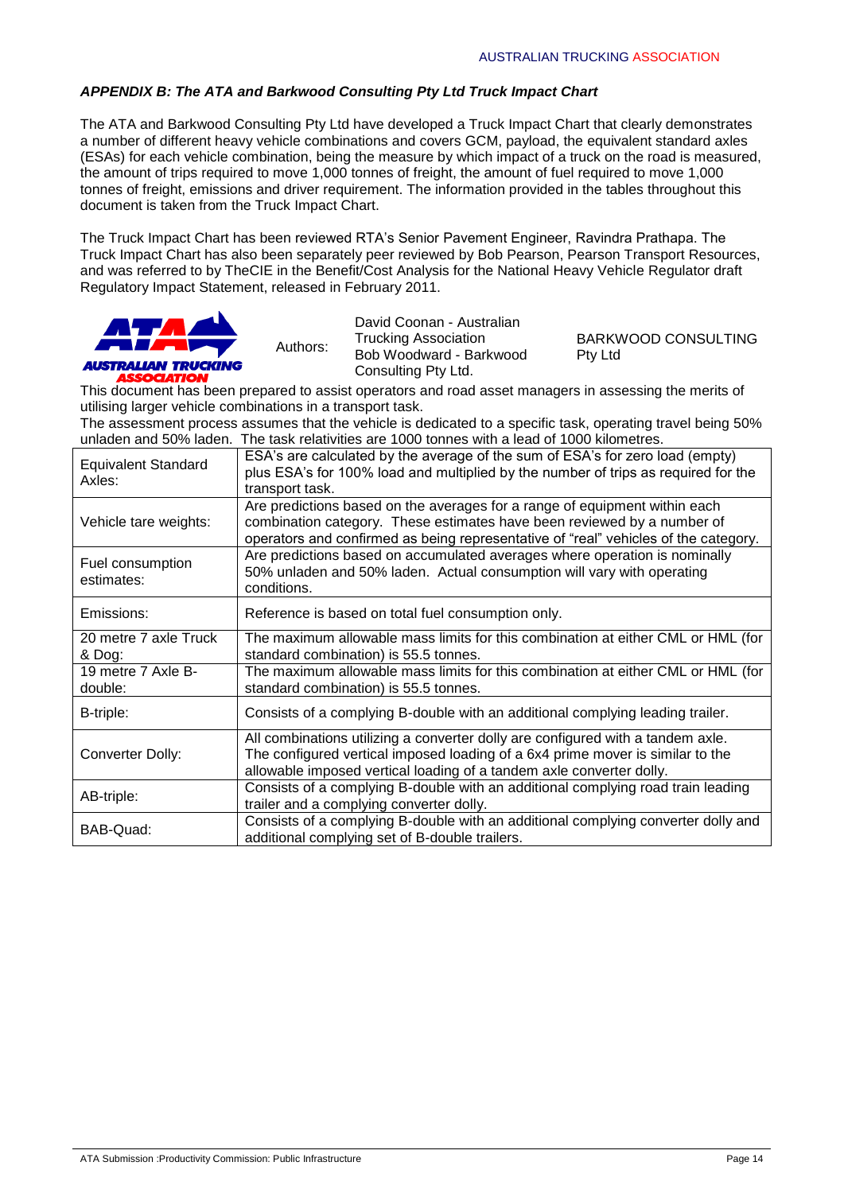### *APPENDIX B: The ATA and Barkwood Consulting Pty Ltd Truck Impact Chart*

The ATA and Barkwood Consulting Pty Ltd have developed a Truck Impact Chart that clearly demonstrates a number of different heavy vehicle combinations and covers GCM, payload, the equivalent standard axles (ESAs) for each vehicle combination, being the measure by which impact of a truck on the road is measured, the amount of trips required to move 1,000 tonnes of freight, the amount of fuel required to move 1,000 tonnes of freight, emissions and driver requirement. The information provided in the tables throughout this document is taken from the Truck Impact Chart.

The Truck Impact Chart has been reviewed RTA's Senior Pavement Engineer, Ravindra Prathapa. The Truck Impact Chart has also been separately peer reviewed by Bob Pearson, Pearson Transport Resources, and was referred to by TheCIE in the Benefit/Cost Analysis for the National Heavy Vehicle Regulator draft Regulatory Impact Statement, released in February 2011.

AUSTRALIAN TRUCKING ASSOCIATION

Authors: David Coonan - Australian Trucking Association
Bob Woodward - Barkwood Consulting Pty Ltd.

BARKWOOD CONSULTING Pty Ltd

This document has been prepared to assist operators and road asset managers in assessing the merits of utilising larger vehicle combinations in a transport task.
The assessment process assumes that the vehicle is dedicated to a specific task, operating travel being 50% unladen and 50% laden. The task relativities are 1000 tonnes with a lead of 1000 kilometres.

| | |
|---|---|
| Equivalent Standard Axles: | ESA's are calculated by the average of the sum of ESA's for zero load (empty) plus ESA's for 100% load and multiplied by the number of trips as required for the transport task. |
| Vehicle tare weights: | Are predictions based on the averages for a range of equipment within each combination category. These estimates have been reviewed by a number of operators and confirmed as being representative of "real" vehicles of the category. |
| Fuel consumption estimates: | Are predictions based on accumulated averages where operation is nominally 50% unladen and 50% laden. Actual consumption will vary with operating conditions. |
| Emissions: | Reference is based on total fuel consumption only. |
| 20 metre 7 axle Truck & Dog: | The maximum allowable mass limits for this combination at either CML or HML (for standard combination) is 55.5 tonnes. |
| 19 metre 7 Axle B-double: | The maximum allowable mass limits for this combination at either CML or HML (for standard combination) is 55.5 tonnes. |
| B-triple: | Consists of a complying B-double with an additional complying leading trailer. |
| Converter Dolly: | All combinations utilizing a converter dolly are configured with a tandem axle. The configured vertical imposed loading of a 6x4 prime mover is similar to the allowable imposed vertical loading of a tandem axle converter dolly. |
| AB-triple: | Consists of a complying B-double with an additional complying road train leading trailer and a complying converter dolly. |
| BAB-Quad: | Consists of a complying B-double with an additional complying converter dolly and additional complying set of B-double trailers. |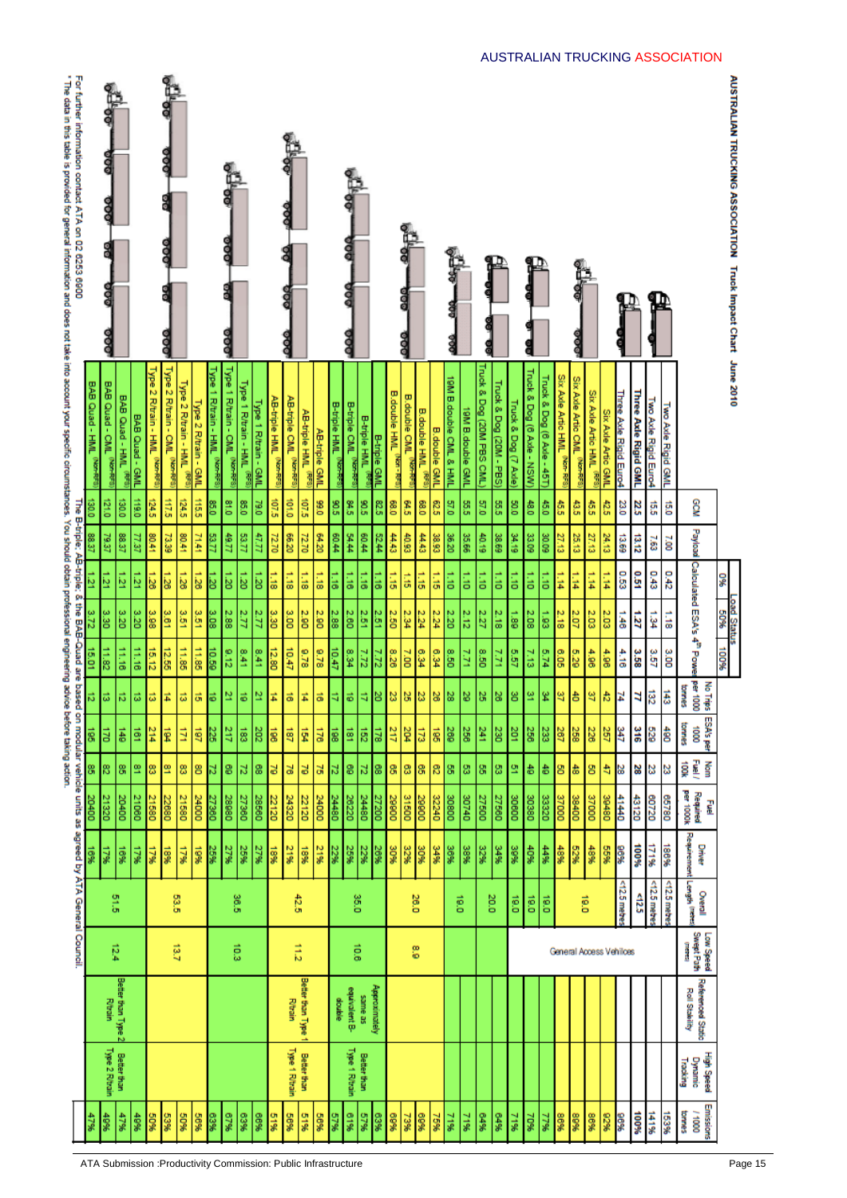**AUSTRALIAN TRUCKING ASSOCIATION   Truck Impact Chart   June 2010**

| Vehicle | GCM | Payload | Calculated ESA's 4th Power – Load Status 0% | 50% | 100% | No Trips per 1000 tonnes | ESA's per 1000 tonnes | Nom Fuel / 100k | Fuel Required per 1000k | Driver Requirement | Overall Length (metres) | Low Speed Swept Path (metres) | Referenced Static Roll Stability | High Speed Dynamic Tracking | Emissions / 1000 tonnes |
|---|---|---|---|---|---|---|---|---|---|---|---|---|---|---|---|
| Two Axle Rigid GML | 15.0 | 7.00 | 0.42 | 1.18 | 3.00 | 143 | 490 | 23 | 65780 | 186% | <12.5 metres | General Access Vehicles | | | 153% |
| Two Axle Rigid Euro4 | 15.5 | 7.63 | 0.43 | 1.34 | 3.57 | 132 | 529 | 23 | 60720 | 171% | <12.5 metres | | | | 141% |
| Three Axle Rigid GML | 22.5 | 13.12 | 0.51 | 1.27 | 3.58 | 77 | 316 | 28 | 43120 | 100% | <12.5 | | | | 100% |
| Three Axle Rigid Euro4 | 23.0 | 13.69 | 0.53 | 1.46 | 4.16 | 74 | 347 | 28 | 41440 | 96% | <12.5 metres | | | | 96% |
| Six Axle Artic GML | 42.5 | 24.13 | 1.14 | 2.03 | 4.96 | 42 | 257 | 47 | 39480 | 55% | 19.0 | | | | 92% |
| Six Axle Artic HML (RFS) | 45.5 | 27.13 | 1.14 | 2.03 | 4.96 | 37 | 228 | 50 | 37000 | 48% | | | | | 86% |
| Six Axle Artic CML (Non-RFS) | 43.5 | 25.13 | 1.14 | 2.07 | 5.29 | 40 | 258 | 48 | 38400 | 52% | | | | | 89% |
| Six Axle Artic HML (Non-RFS) | 45.5 | 27.13 | 1.14 | 2.18 | 6.05 | 37 | 267 | 50 | 37000 | 48% | | | | | 86% |
| Truck & Dog (6 Axle - 45T) | 45.0 | 30.09 | 1.10 | 1.93 | 5.74 | 34 | 233 | 49 | 33320 | 44% | 19.0 | | | | 77% |
| Truck & Dog (6 Axle - NSW) | 48.0 | 33.09 | 1.10 | 2.08 | 7.13 | 31 | 256 | 49 | 30380 | 40% | 19.0 | | | | 70% |
| Truck & Dog (7 Axle) | 50.0 | 34.19 | 1.10 | 1.89 | 5.57 | 30 | 201 | 51 | 30600 | 39% | 19.0 | | | | 71% |
| Truck & Dog (20M PBS) | 55.5 | 38.69 | 1.10 | 2.18 | 7.71 | 26 | 230 | 53 | 27560 | 34% | 20.0 | | | | 64% |
| Truck & Dog (20M PBS CML) | 57.0 | 40.19 | 1.10 | 2.27 | 8.50 | 25 | 241 | 55 | 27500 | 32% | | | | | 64% |
| 19M B double GML | 55.5 | 35.66 | 1.10 | 2.12 | 7.71 | 29 | 256 | 53 | 30740 | 38% | 19.0 | | | | 71% |
| 19M B double CML & HML | 57.0 | 36.20 | 1.10 | 2.20 | 8.50 | 28 | 269 | 55 | 30800 | 38% | | | | | 71% |
| B double GML | 62.5 | 38.83 | 1.15 | 2.24 | 8.34 | 26 | 195 | 62 | 32240 | 34% | 26.0 | 8.9 | | | 75% |
| B double HML (RFS) | 68.0 | 44.43 | 1.15 | 2.24 | 6.34 | 23 | 173 | 65 | 28900 | 30% | | | | | 69% |
| B double CML (Non-RFS) | 64.5 | 40.93 | 1.15 | 2.34 | 7.00 | 25 | 204 | 63 | 31500 | 32% | | | | | 73% |
| B double HML (Non-RFS) | 68.0 | 44.43 | 1.15 | 2.50 | 8.26 | 23 | 217 | 65 | 28900 | 30% | | | | | 69% |
| B-triple GML | 82.5 | 52.44 | 1.18 | 2.51 | 7.72 | 20 | 178 | 68 | 27200 | 26% | 35.0 | 10.6 | Approximately same as equivalent B-double | Better than Type 1 R/train | 63% |
| B-triple HML (RFS) | 90.5 | 60.44 | 1.18 | 2.51 | 7.72 | 17 | 152 | 72 | 24480 | 22% | | | | | 57% |
| B-triple CML (Non-RFS) | 84.5 | 54.44 | 1.18 | 2.60 | 8.34 | 19 | 181 | 69 | 26220 | 25% | | | | | 61% |
| B-triple HML (Non-RFS) | 90.5 | 60.44 | 1.18 | 2.88 | 10.47 | 17 | 198 | 72 | 24480 | 22% | | | | | 57% |
| AB-triple GML | 99.0 | 64.20 | 1.18 | 2.90 | 9.78 | 16 | 176 | 75 | 24000 | 21% | 42.5 | 11.2 | Better than Type 1 R/train | Better than Type 1 R/train | 56% |
| AB-triple HML (RFS) | 107.5 | 72.70 | 1.18 | 2.90 | 9.78 | 14 | 154 | 79 | 22120 | 18% | | | | | 51% |
| AB-triple CML (Non-RFS) | 101.0 | 66.20 | 1.18 | 3.00 | 10.47 | 16 | 187 | 76 | 24320 | 21% | | | | | 56% |
| AB-triple HML (Non-RFS) | 107.5 | 72.70 | 1.18 | 3.30 | 12.80 | 14 | 198 | 79 | 22120 | 18% | | | | | 51% |
| Type 1 R/train - GML | 79.0 | 47.77 | 1.20 | 2.77 | 8.41 | 21 | 202 | 68 | 28560 | 27% | 36.5 | 10.3 | | | 66% |
| Type 1 R/train - HML (RFS) | 85.0 | 53.77 | 1.20 | 2.77 | 8.41 | 19 | 183 | 72 | 27360 | 25% | | | | | 63% |
| Type 1 R/train - CML (Non-RFS) | 81.0 | 49.77 | 1.20 | 2.88 | 9.12 | 21 | 217 | 69 | 28980 | 27% | | | | | 67% |
| Type 1 R/train - HML (Non-RFS) | 85.0 | 53.77 | 1.20 | 3.08 | 10.56 | 19 | 225 | 72 | 27360 | 25% | | | | | 63% |
| Type 2 R/train - GML | 115.5 | 71.41 | 1.26 | 3.51 | 11.85 | 15 | 197 | 80 | 24000 | 19% | 53.5 | 13.7 | | | 56% |
| Type 2 R/train - HML (RFS) | 124.5 | 80.41 | 1.26 | 3.51 | 11.85 | 13 | 171 | 83 | 21560 | 17% | | | | | 50% |
| Type 2 R/train - CML (Non-RFS) | 117.5 | 73.39 | 1.26 | 3.61 | 12.56 | 14 | 194 | 81 | 22680 | 18% | | | | | 53% |
| Type 2 R/train - HML (Non-RFS) | 124.5 | 80.41 | 1.26 | 3.98 | 15.12 | 13 | 214 | 83 | 21580 | 17% | | | | | 50% |
| BAB Quad - GML | 119.0 | 77.37 | 1.21 | 3.20 | 11.16 | 13 | 161 | 81 | 21060 | 17% | 51.5 | 12.4 | Better than Type 2 R/train | Better than Type 2 R/train | 49% |
| BAB Quad - HML (RFS) | 130.0 | 88.37 | 1.21 | 3.20 | 11.16 | 12 | 149 | 85 | 20400 | 16% | | | | | 47% |
| BAB Quad - CML (Non-RFS) | 121.0 | 79.37 | 1.21 | 3.30 | 11.82 | 13 | 170 | 82 | 21320 | 17% | | | | | 49% |
| BAB Quad - HML (Non-RFS) | 130.0 | 88.37 | 1.21 | 3.72 | 15.01 | 12 | 195 | 85 | 20400 | 16% | | | | | 47% |

The B-triple, AB-triple, & the BAB-Quad are based on modular vehicle units as agreed by ATA General Council.

For further information contact ATA on 02 6253 6600

\* The data in this table is provided for general information and does not take into account your specific circumstances. You should obtain professional engineering advice before taking action.